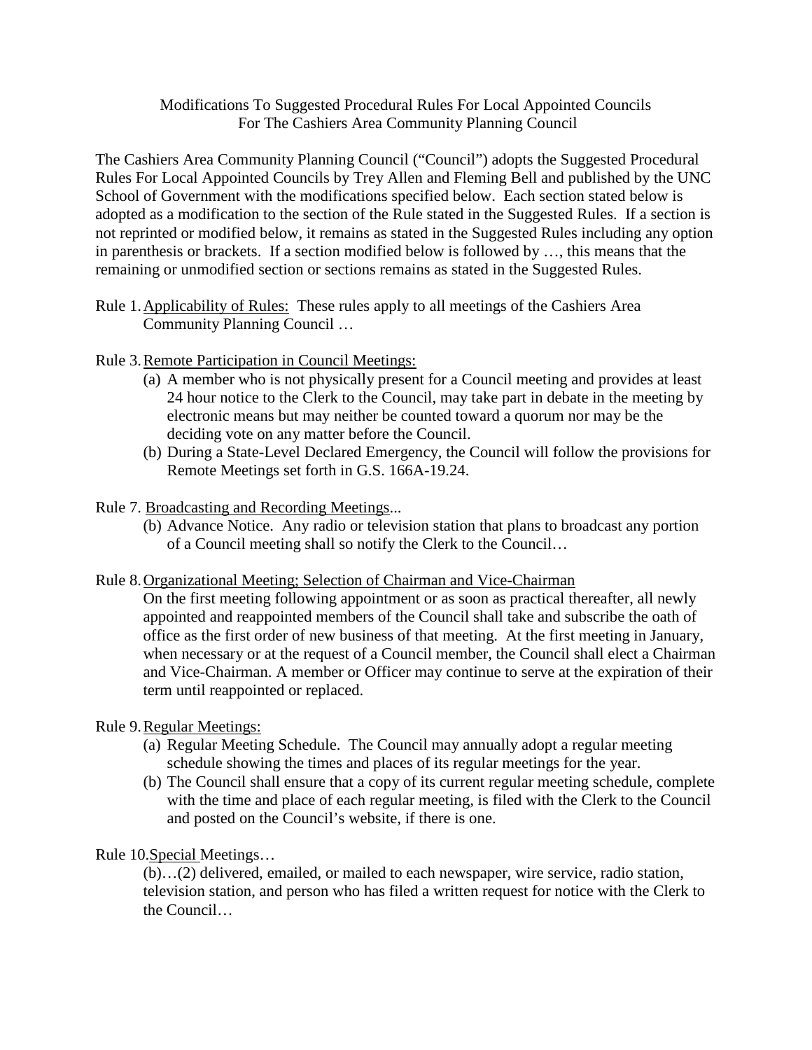Modifications To Suggested Procedural Rules For Local Appointed Councils
For The Cashiers Area Community Planning Council

The Cashiers Area Community Planning Council ("Council") adopts the Suggested Procedural Rules For Local Appointed Councils by Trey Allen and Fleming Bell and published by the UNC School of Government with the modifications specified below. Each section stated below is adopted as a modification to the section of the Rule stated in the Suggested Rules. If a section is not reprinted or modified below, it remains as stated in the Suggested Rules including any option in parenthesis or brackets. If a section modified below is followed by …, this means that the remaining or unmodified section or sections remains as stated in the Suggested Rules.

Rule 1. Applicability of Rules: These rules apply to all meetings of the Cashiers Area Community Planning Council …

Rule 3. Remote Participation in Council Meetings:

(a) A member who is not physically present for a Council meeting and provides at least 24 hour notice to the Clerk to the Council, may take part in debate in the meeting by electronic means but may neither be counted toward a quorum nor may be the deciding vote on any matter before the Council.

(b) During a State-Level Declared Emergency, the Council will follow the provisions for Remote Meetings set forth in G.S. 166A-19.24.

Rule 7. Broadcasting and Recording Meetings...

(b) Advance Notice. Any radio or television station that plans to broadcast any portion of a Council meeting shall so notify the Clerk to the Council…

Rule 8. Organizational Meeting; Selection of Chairman and Vice-Chairman

On the first meeting following appointment or as soon as practical thereafter, all newly appointed and reappointed members of the Council shall take and subscribe the oath of office as the first order of new business of that meeting. At the first meeting in January, when necessary or at the request of a Council member, the Council shall elect a Chairman and Vice-Chairman. A member or Officer may continue to serve at the expiration of their term until reappointed or replaced.

Rule 9. Regular Meetings:

(a) Regular Meeting Schedule. The Council may annually adopt a regular meeting schedule showing the times and places of its regular meetings for the year.

(b) The Council shall ensure that a copy of its current regular meeting schedule, complete with the time and place of each regular meeting, is filed with the Clerk to the Council and posted on the Council's website, if there is one.

Rule 10. Special Meetings…

(b)…(2) delivered, emailed, or mailed to each newspaper, wire service, radio station, television station, and person who has filed a written request for notice with the Clerk to the Council…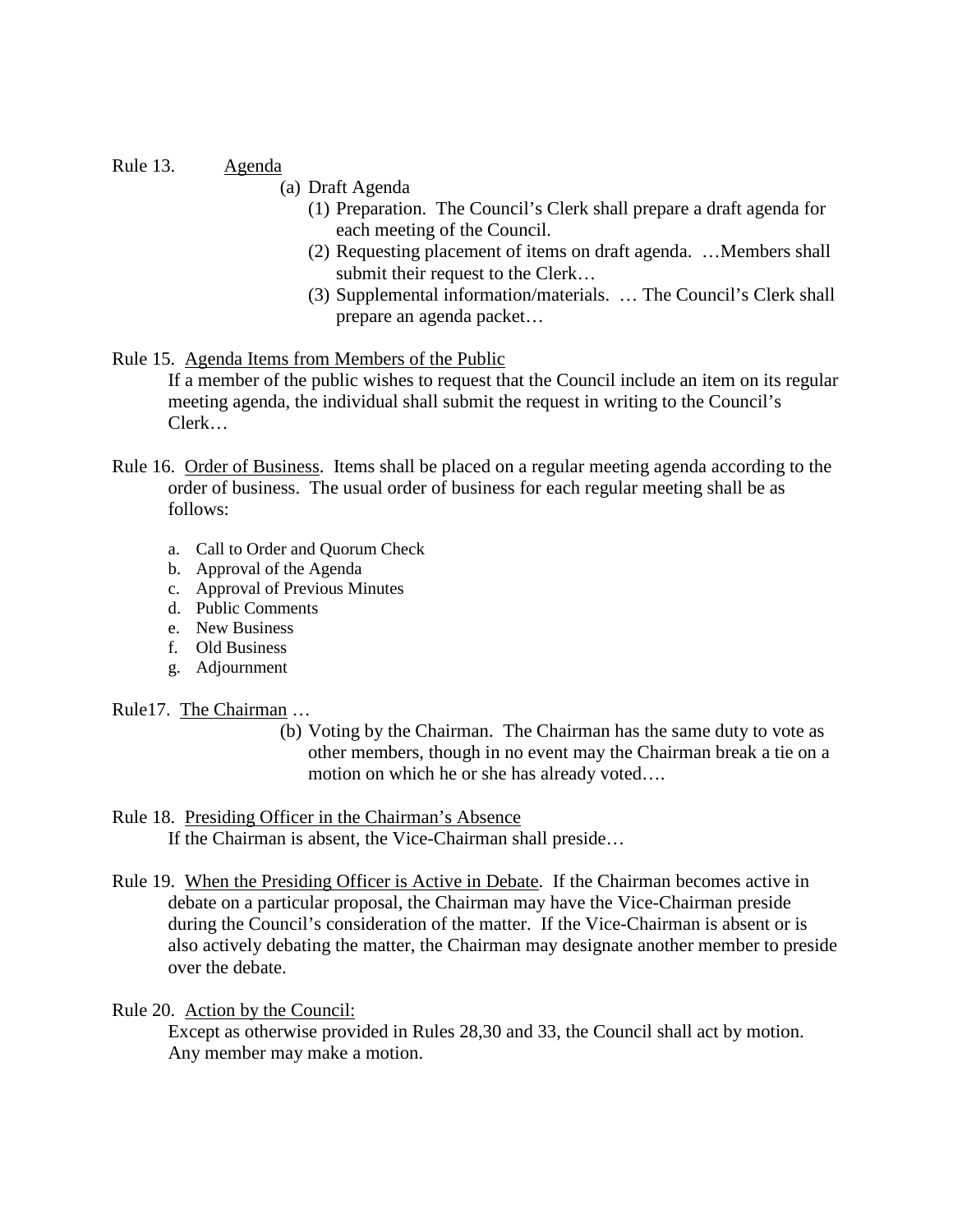Rule 13. <u>Agenda</u>

(a) Draft Agenda
   (1) Preparation. The Council's Clerk shall prepare a draft agenda for each meeting of the Council.
   (2) Requesting placement of items on draft agenda. …Members shall submit their request to the Clerk…
   (3) Supplemental information/materials. … The Council's Clerk shall prepare an agenda packet…

Rule 15. <u>Agenda Items from Members of the Public</u>

If a member of the public wishes to request that the Council include an item on its regular meeting agenda, the individual shall submit the request in writing to the Council's Clerk…

Rule 16. <u>Order of Business</u>. Items shall be placed on a regular meeting agenda according to the order of business. The usual order of business for each regular meeting shall be as follows:

a. Call to Order and Quorum Check
b. Approval of the Agenda
c. Approval of Previous Minutes
d. Public Comments
e. New Business
f. Old Business
g. Adjournment

Rule17. <u>The Chairman</u> …

(b) Voting by the Chairman. The Chairman has the same duty to vote as other members, though in no event may the Chairman break a tie on a motion on which he or she has already voted….

Rule 18. <u>Presiding Officer in the Chairman's Absence</u>

If the Chairman is absent, the Vice-Chairman shall preside…

Rule 19. <u>When the Presiding Officer is Active in Debate</u>. If the Chairman becomes active in debate on a particular proposal, the Chairman may have the Vice-Chairman preside during the Council's consideration of the matter. If the Vice-Chairman is absent or is also actively debating the matter, the Chairman may designate another member to preside over the debate.

Rule 20. <u>Action by the Council:</u>

Except as otherwise provided in Rules 28,30 and 33, the Council shall act by motion. Any member may make a motion.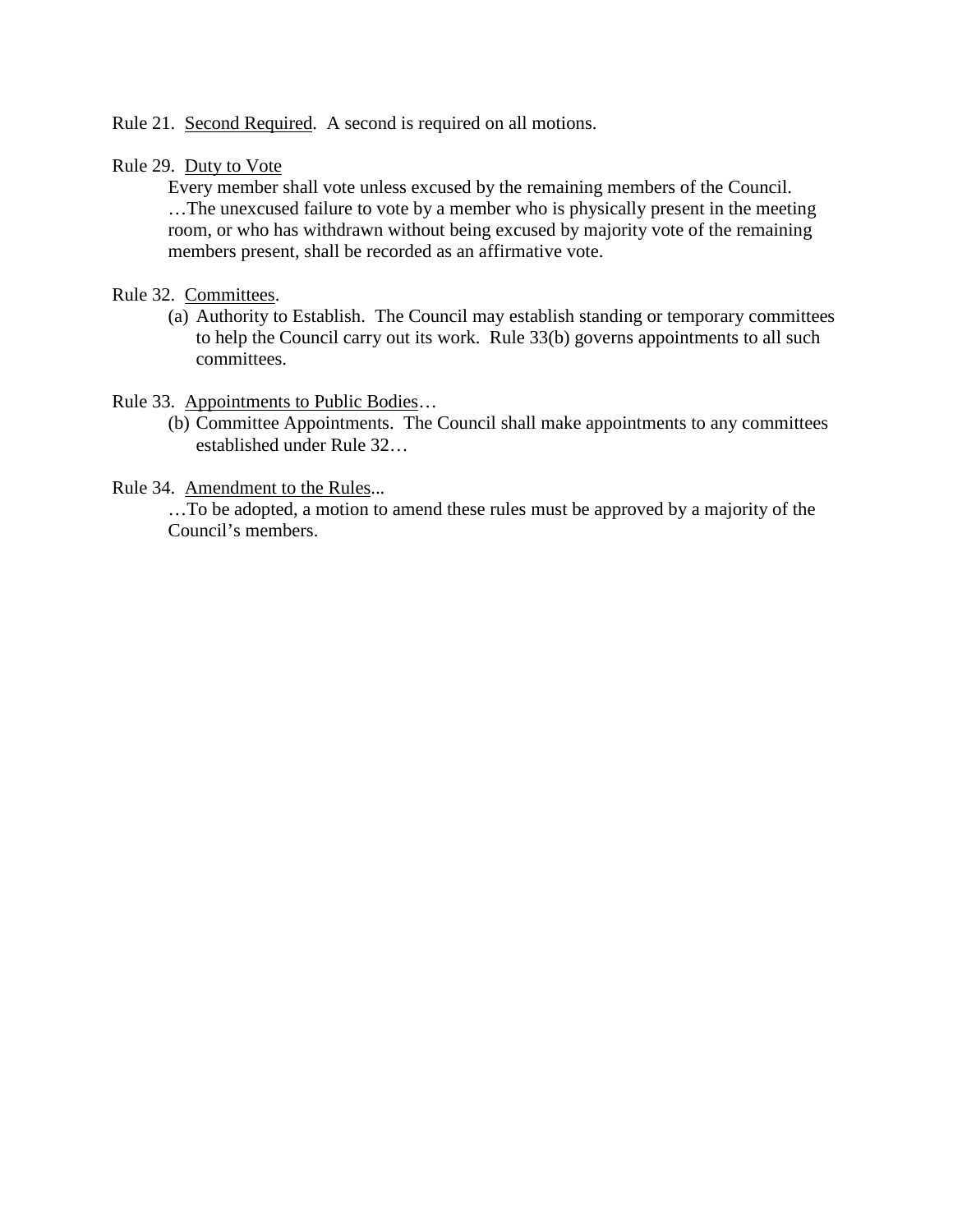Rule 21. Second Required. A second is required on all motions.

Rule 29. Duty to Vote

Every member shall vote unless excused by the remaining members of the Council. …The unexcused failure to vote by a member who is physically present in the meeting room, or who has withdrawn without being excused by majority vote of the remaining members present, shall be recorded as an affirmative vote.

Rule 32. Committees.

(a) Authority to Establish. The Council may establish standing or temporary committees to help the Council carry out its work. Rule 33(b) governs appointments to all such committees.

Rule 33. Appointments to Public Bodies…

(b) Committee Appointments. The Council shall make appointments to any committees established under Rule 32…

Rule 34. Amendment to the Rules...

…To be adopted, a motion to amend these rules must be approved by a majority of the Council's members.